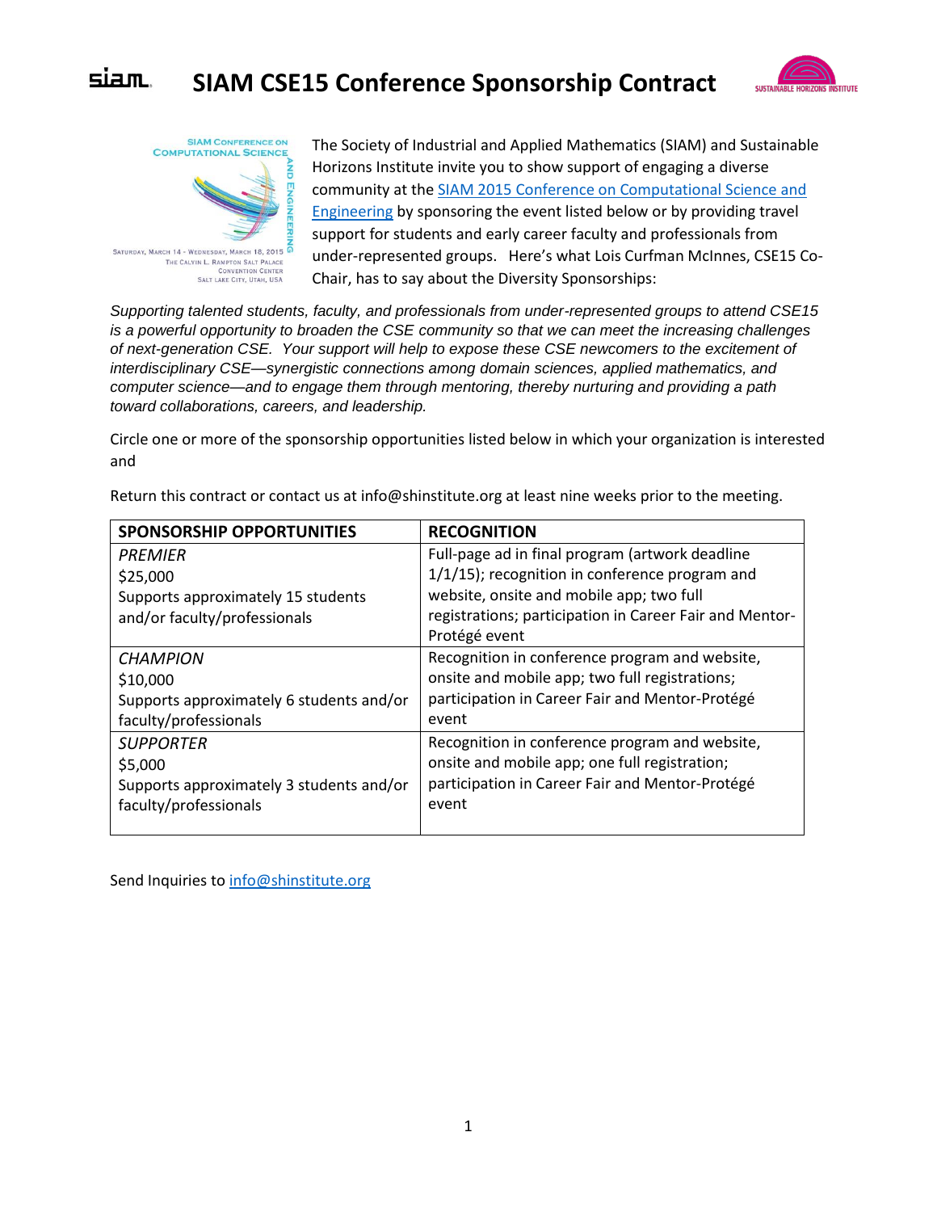# SIAM CSE15 Conference Sponsorship Contract

SIAM Conference on Computational Science and Engineering

Saturday, March 14 - Wednesday, March 18, 2015
The Calvin L. Rampton Salt Palace Convention Center
Salt Lake City, Utah, USA

The Society of Industrial and Applied Mathematics (SIAM) and Sustainable Horizons Institute invite you to show support of engaging a diverse community at the [SIAM 2015 Conference on Computational Science and Engineering]() by sponsoring the event listed below or by providing travel support for students and early career faculty and professionals from under-represented groups. Here's what Lois Curfman McInnes, CSE15 Co-Chair, has to say about the Diversity Sponsorships:

*Supporting talented students, faculty, and professionals from under-represented groups to attend CSE15 is a powerful opportunity to broaden the CSE community so that we can meet the increasing challenges of next-generation CSE. Your support will help to expose these CSE newcomers to the excitement of interdisciplinary CSE—synergistic connections among domain sciences, applied mathematics, and computer science—and to engage them through mentoring, thereby nurturing and providing a path toward collaborations, careers, and leadership.*

Circle one or more of the sponsorship opportunities listed below in which your organization is interested and

Return this contract or contact us at info@shinstitute.org at least nine weeks prior to the meeting.

| SPONSORSHIP OPPORTUNITIES | RECOGNITION |
| --- | --- |
| *PREMIER*<br>$25,000<br>Supports approximately 15 students and/or faculty/professionals | Full-page ad in final program (artwork deadline 1/1/15); recognition in conference program and website, onsite and mobile app; two full registrations; participation in Career Fair and Mentor-Protégé event |
| *CHAMPION*<br>$10,000<br>Supports approximately 6 students and/or faculty/professionals | Recognition in conference program and website, onsite and mobile app; two full registrations; participation in Career Fair and Mentor-Protégé event |
| *SUPPORTER*<br>$5,000<br>Supports approximately 3 students and/or faculty/professionals | Recognition in conference program and website, onsite and mobile app; one full registration; participation in Career Fair and Mentor-Protégé event |

Send Inquiries to [info@shinstitute.org](mailto:info@shinstitute.org)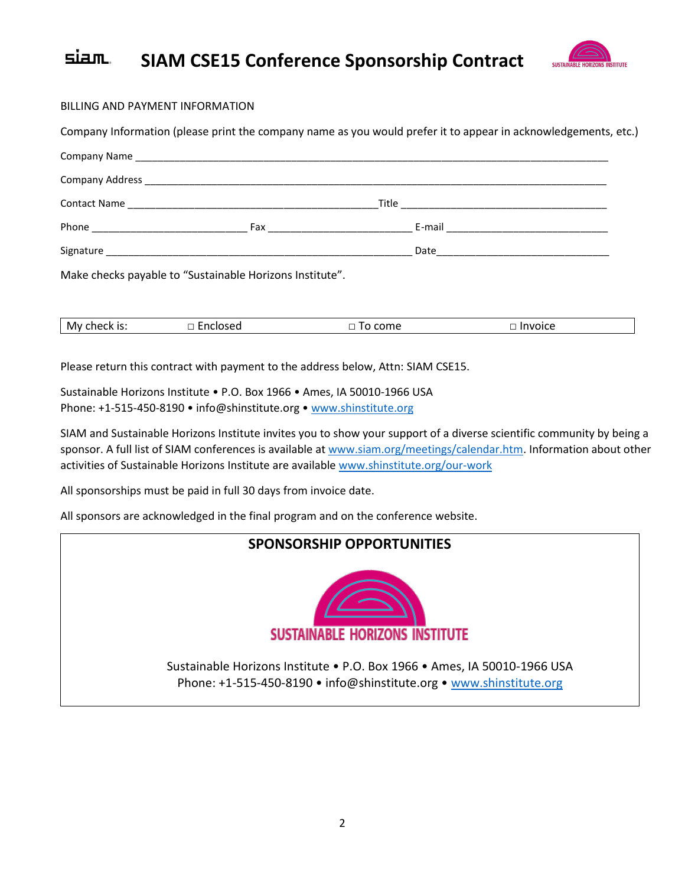# SIAM CSE15 Conference Sponsorship Contract

BILLING AND PAYMENT INFORMATION

Company Information (please print the company name as you would prefer it to appear in acknowledgements, etc.)

Company Name ___________________________________________________________________________

Company Address _________________________________________________________________________

Contact Name ________________________________________ Title ____________________________________

Phone __________________________ Fax _________________________ E-mail ____________________________

Signature ____________________________________________________ Date_____________________________

Make checks payable to "Sustainable Horizons Institute".

| My check is: | □ Enclosed | □ To come | □ Invoice |
|---|---|---|---|

Please return this contract with payment to the address below, Attn: SIAM CSE15.

Sustainable Horizons Institute • P.O. Box 1966 • Ames, IA 50010-1966 USA
Phone: +1-515-450-8190 • info@shinstitute.org • www.shinstitute.org

SIAM and Sustainable Horizons Institute invites you to show your support of a diverse scientific community by being a sponsor. A full list of SIAM conferences is available at www.siam.org/meetings/calendar.htm. Information about other activities of Sustainable Horizons Institute are available www.shinstitute.org/our-work

All sponsorships must be paid in full 30 days from invoice date.

All sponsors are acknowledged in the final program and on the conference website.

## SPONSORSHIP OPPORTUNITIES

SUSTAINABLE HORIZONS INSTITUTE

Sustainable Horizons Institute • P.O. Box 1966 • Ames, IA 50010-1966 USA
Phone: +1-515-450-8190 • info@shinstitute.org • www.shinstitute.org